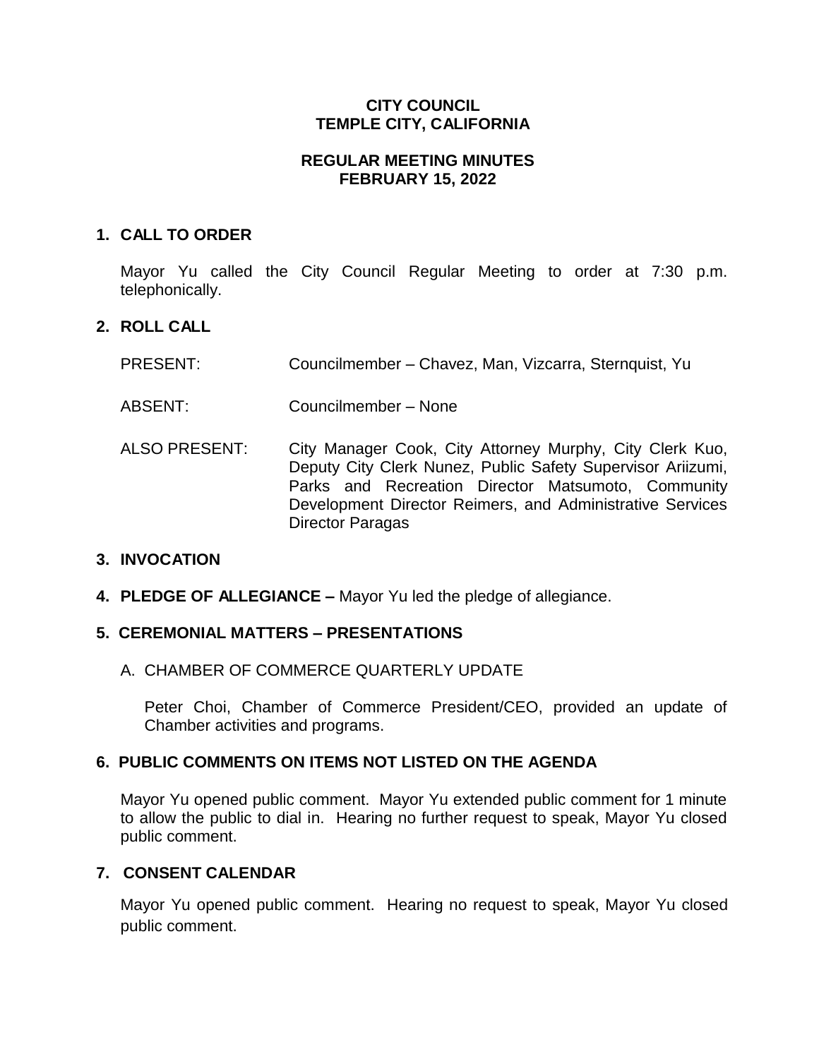# CITY COUNCIL
# TEMPLE CITY, CALIFORNIA

## REGULAR MEETING MINUTES
## FEBRUARY 15, 2022

### 1. CALL TO ORDER

Mayor Yu called the City Council Regular Meeting to order at 7:30 p.m. telephonically.

### 2. ROLL CALL

PRESENT: Councilmember – Chavez, Man, Vizcarra, Sternquist, Yu

ABSENT: Councilmember – None

ALSO PRESENT: City Manager Cook, City Attorney Murphy, City Clerk Kuo, Deputy City Clerk Nunez, Public Safety Supervisor Ariizumi, Parks and Recreation Director Matsumoto, Community Development Director Reimers, and Administrative Services Director Paragas

### 3. INVOCATION

### 4. PLEDGE OF ALLEGIANCE – Mayor Yu led the pledge of allegiance.

### 5. CEREMONIAL MATTERS – PRESENTATIONS

A. CHAMBER OF COMMERCE QUARTERLY UPDATE

Peter Choi, Chamber of Commerce President/CEO, provided an update of Chamber activities and programs.

### 6. PUBLIC COMMENTS ON ITEMS NOT LISTED ON THE AGENDA

Mayor Yu opened public comment. Mayor Yu extended public comment for 1 minute to allow the public to dial in. Hearing no further request to speak, Mayor Yu closed public comment.

### 7. CONSENT CALENDAR

Mayor Yu opened public comment. Hearing no request to speak, Mayor Yu closed public comment.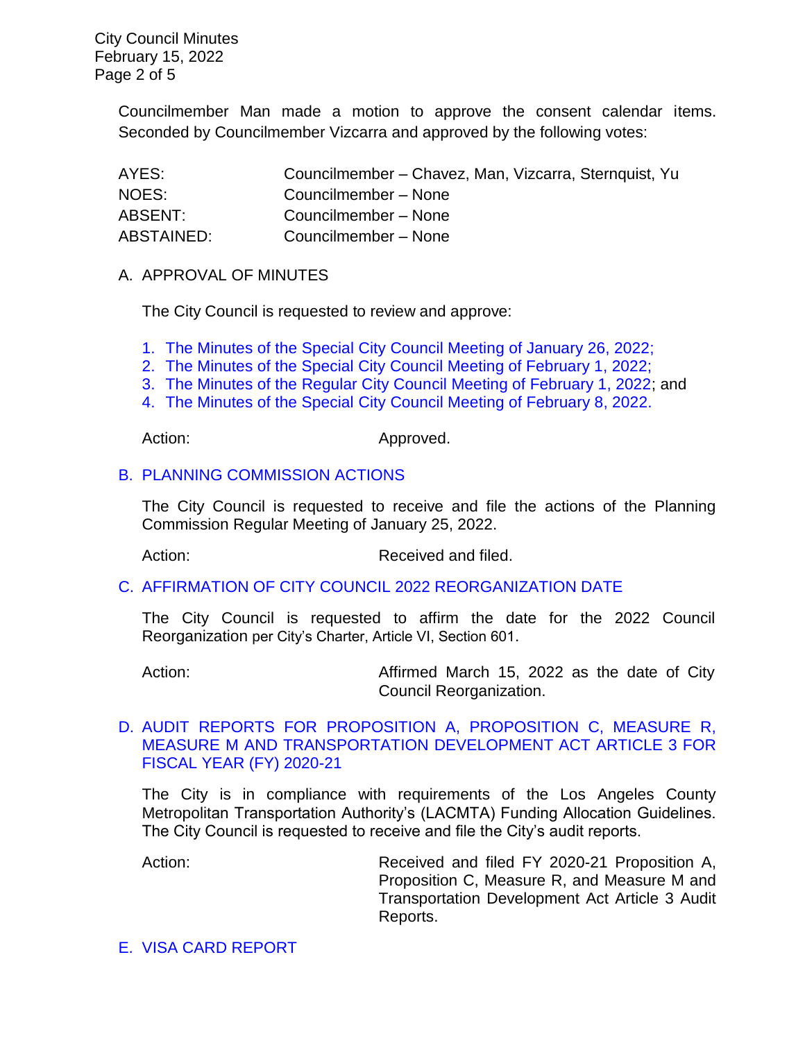Councilmember Man made a motion to approve the consent calendar items. Seconded by Councilmember Vizcarra and approved by the following votes:

| | |
|---|---|
| AYES: | Councilmember – Chavez, Man, Vizcarra, Sternquist, Yu |
| NOES: | Councilmember – None |
| ABSENT: | Councilmember – None |
| ABSTAINED: | Councilmember – None |

A. APPROVAL OF MINUTES

The City Council is requested to review and approve:

1. The Minutes of the Special City Council Meeting of January 26, 2022;
2. The Minutes of the Special City Council Meeting of February 1, 2022;
3. The Minutes of the Regular City Council Meeting of February 1, 2022; and
4. The Minutes of the Special City Council Meeting of February 8, 2022.

Action: Approved.

B. PLANNING COMMISSION ACTIONS

The City Council is requested to receive and file the actions of the Planning Commission Regular Meeting of January 25, 2022.

Action: Received and filed.

C. AFFIRMATION OF CITY COUNCIL 2022 REORGANIZATION DATE

The City Council is requested to affirm the date for the 2022 Council Reorganization per City's Charter, Article VI, Section 601.

Action: Affirmed March 15, 2022 as the date of City Council Reorganization.

D. AUDIT REPORTS FOR PROPOSITION A, PROPOSITION C, MEASURE R, MEASURE M AND TRANSPORTATION DEVELOPMENT ACT ARTICLE 3 FOR FISCAL YEAR (FY) 2020-21

The City is in compliance with requirements of the Los Angeles County Metropolitan Transportation Authority's (LACMTA) Funding Allocation Guidelines. The City Council is requested to receive and file the City's audit reports.

Action: Received and filed FY 2020-21 Proposition A, Proposition C, Measure R, and Measure M and Transportation Development Act Article 3 Audit Reports.

E. VISA CARD REPORT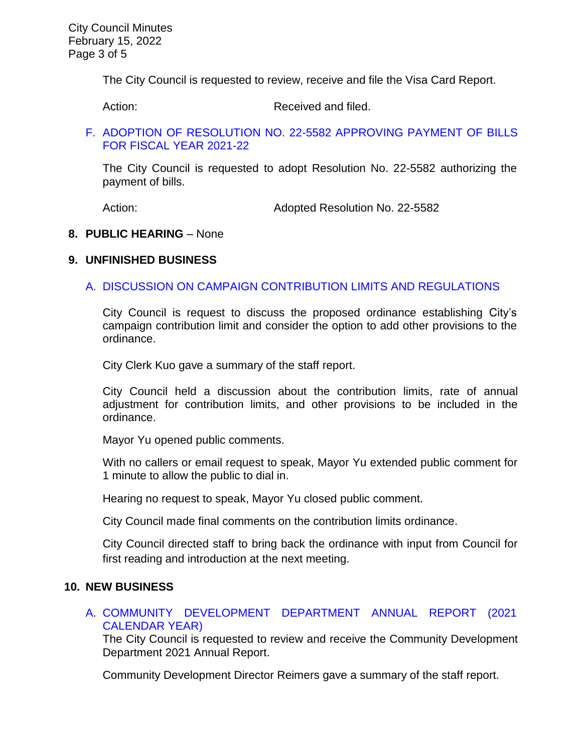The City Council is requested to review, receive and file the Visa Card Report.

Action: Received and filed.

F. ADOPTION OF RESOLUTION NO. 22-5582 APPROVING PAYMENT OF BILLS FOR FISCAL YEAR 2021-22

The City Council is requested to adopt Resolution No. 22-5582 authorizing the payment of bills.

Action: Adopted Resolution No. 22-5582

**8. PUBLIC HEARING** – None

**9. UNFINISHED BUSINESS**

A. DISCUSSION ON CAMPAIGN CONTRIBUTION LIMITS AND REGULATIONS

City Council is request to discuss the proposed ordinance establishing City's campaign contribution limit and consider the option to add other provisions to the ordinance.

City Clerk Kuo gave a summary of the staff report.

City Council held a discussion about the contribution limits, rate of annual adjustment for contribution limits, and other provisions to be included in the ordinance.

Mayor Yu opened public comments.

With no callers or email request to speak, Mayor Yu extended public comment for 1 minute to allow the public to dial in.

Hearing no request to speak, Mayor Yu closed public comment.

City Council made final comments on the contribution limits ordinance.

City Council directed staff to bring back the ordinance with input from Council for first reading and introduction at the next meeting.

**10. NEW BUSINESS**

A. COMMUNITY DEVELOPMENT DEPARTMENT ANNUAL REPORT (2021 CALENDAR YEAR)

The City Council is requested to review and receive the Community Development Department 2021 Annual Report.

Community Development Director Reimers gave a summary of the staff report.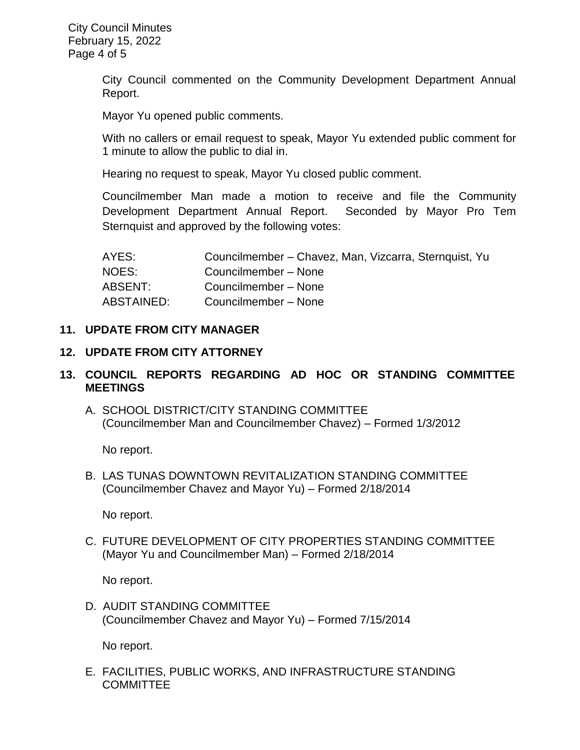City Council commented on the Community Development Department Annual Report.

Mayor Yu opened public comments.

With no callers or email request to speak, Mayor Yu extended public comment for 1 minute to allow the public to dial in.

Hearing no request to speak, Mayor Yu closed public comment.

Councilmember Man made a motion to receive and file the Community Development Department Annual Report. Seconded by Mayor Pro Tem Sternquist and approved by the following votes:

| | |
|---|---|
| AYES: | Councilmember – Chavez, Man, Vizcarra, Sternquist, Yu |
| NOES: | Councilmember – None |
| ABSENT: | Councilmember – None |
| ABSTAINED: | Councilmember – None |

**11. UPDATE FROM CITY MANAGER**

**12. UPDATE FROM CITY ATTORNEY**

**13. COUNCIL REPORTS REGARDING AD HOC OR STANDING COMMITTEE MEETINGS**

A. SCHOOL DISTRICT/CITY STANDING COMMITTEE
(Councilmember Man and Councilmember Chavez) – Formed 1/3/2012

No report.

B. LAS TUNAS DOWNTOWN REVITALIZATION STANDING COMMITTEE
(Councilmember Chavez and Mayor Yu) – Formed 2/18/2014

No report.

C. FUTURE DEVELOPMENT OF CITY PROPERTIES STANDING COMMITTEE
(Mayor Yu and Councilmember Man) – Formed 2/18/2014

No report.

D. AUDIT STANDING COMMITTEE
(Councilmember Chavez and Mayor Yu) – Formed 7/15/2014

No report.

E. FACILITIES, PUBLIC WORKS, AND INFRASTRUCTURE STANDING COMMITTEE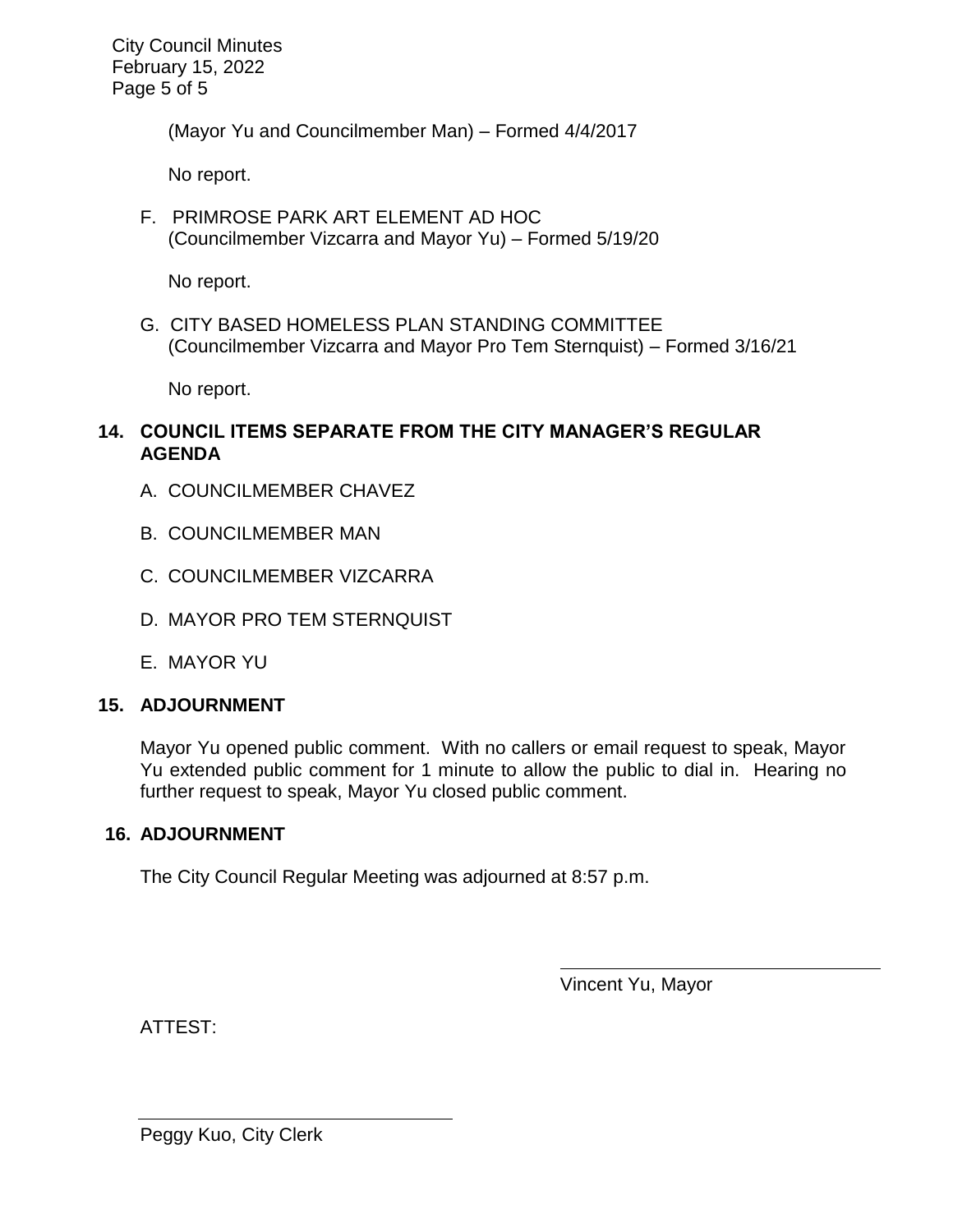(Mayor Yu and Councilmember Man) – Formed 4/4/2017

No report.

F. PRIMROSE PARK ART ELEMENT AD HOC (Councilmember Vizcarra and Mayor Yu) – Formed 5/19/20

No report.

G. CITY BASED HOMELESS PLAN STANDING COMMITTEE (Councilmember Vizcarra and Mayor Pro Tem Sternquist) – Formed 3/16/21

No report.

## 14. COUNCIL ITEMS SEPARATE FROM THE CITY MANAGER'S REGULAR AGENDA

A. COUNCILMEMBER CHAVEZ

B. COUNCILMEMBER MAN

C. COUNCILMEMBER VIZCARRA

D. MAYOR PRO TEM STERNQUIST

E. MAYOR YU

## 15. ADJOURNMENT

Mayor Yu opened public comment. With no callers or email request to speak, Mayor Yu extended public comment for 1 minute to allow the public to dial in. Hearing no further request to speak, Mayor Yu closed public comment.

## 16. ADJOURNMENT

The City Council Regular Meeting was adjourned at 8:57 p.m.

Vincent Yu, Mayor

ATTEST:

Peggy Kuo, City Clerk